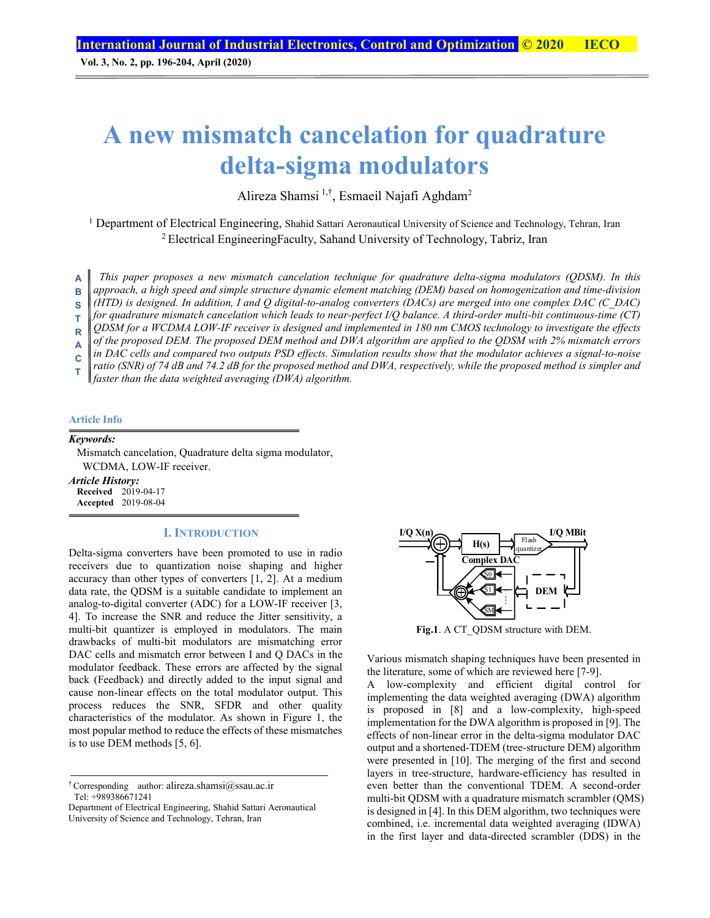# A new mismatch cancelation for quadrature delta-sigma modulators

Alireza Shamsi [1,†], Esmaeil Najafi Aghdam[2]

[1] Department of Electrical Engineering, Shahid Sattari Aeronautical University of Science and Technology, Tehran, Iran
[2] Electrical EngineeringFaculty, Sahand University of Technology, Tabriz, Iran

**ABSTRACT**

*This paper proposes a new mismatch cancelation technique for quadrature delta-sigma modulators (QDSM). In this approach, a high speed and simple structure dynamic element matching (DEM) based on homogenization and time-division (HTD) is designed. In addition, I and Q digital-to-analog converters (DACs) are merged into one complex DAC (C_DAC) for quadrature mismatch cancelation which leads to near-perfect I/Q balance. A third-order multi-bit continuous-time (CT) QDSM for a WCDMA LOW-IF receiver is designed and implemented in 180 nm CMOS technology to investigate the effects of the proposed DEM. The proposed DEM method and DWA algorithm are applied to the QDSM with 2% mismatch errors in DAC cells and compared two outputs PSD effects. Simulation results show that the modulator achieves a signal-to-noise ratio (SNR) of 74 dB and 74.2 dB for the proposed method and DWA, respectively, while the proposed method is simpler and faster than the data weighted averaging (DWA) algorithm.*

**Article Info**

***Keywords:***
Mismatch cancelation, Quadrature delta sigma modulator, WCDMA, LOW-IF receiver.

***Article History:***
**Received** 2019-04-17
**Accepted** 2019-08-04

## I. Introduction

Delta-sigma converters have been promoted to use in radio receivers due to quantization noise shaping and higher accuracy than other types of converters [1, 2]. At a medium data rate, the QDSM is a suitable candidate to implement an analog-to-digital converter (ADC) for a LOW-IF receiver [3, 4]. To increase the SNR and reduce the Jitter sensitivity, a multi-bit quantizer is employed in modulators. The main drawbacks of multi-bit modulators are mismatching error DAC cells and mismatch error between I and Q DACs in the modulator feedback. These errors are affected by the signal back (Feedback) and directly added to the input signal and cause non-linear effects on the total modulator output. This process reduces the SNR, SFDR and other quality characteristics of the modulator. As shown in Figure 1, the most popular method to reduce the effects of these mismatches is to use DEM methods [5, 6].

**Fig.1**. A CT_QDSM structure with DEM.

Various mismatch shaping techniques have been presented in the literature, some of which are reviewed here [7-9].

A low-complexity and efficient digital control for implementing the data weighted averaging (DWA) algorithm is proposed in [8] and a low-complexity, high-speed implementation for the DWA algorithm is proposed in [9]. The effects of non-linear error in the delta-sigma modulator DAC output and a shortened-TDEM (tree-structure DEM) algorithm were presented in [10]. The merging of the first and second layers in tree-structure, hardware-efficiency has resulted in even better than the conventional TDEM. A second-order multi-bit QDSM with a quadrature mismatch scrambler (QMS) is designed in [4]. In this DEM algorithm, two techniques were combined, i.e. incremental data weighted averaging (IDWA) in the first layer and data-directed scrambler (DDS) in the

† Corresponding author: alireza.shamsi@ssau.ac.ir
Tel: +989386671241
Department of Electrical Engineering, Shahid Sattari Aeronautical University of Science and Technology, Tehran, Iran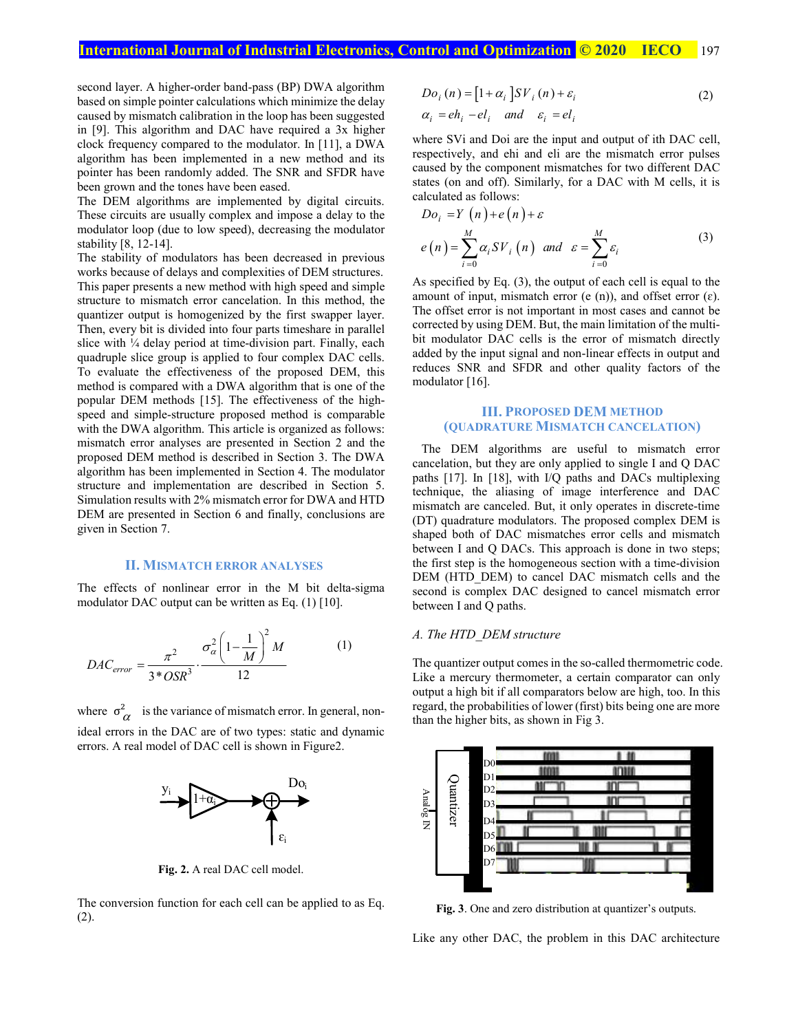second layer. A higher-order band-pass (BP) DWA algorithm based on simple pointer calculations which minimize the delay caused by mismatch calibration in the loop has been suggested in [9]. This algorithm and DAC have required a 3x higher clock frequency compared to the modulator. In [11], a DWA algorithm has been implemented in a new method and its pointer has been randomly added. The SNR and SFDR have been grown and the tones have been eased.

The DEM algorithms are implemented by digital circuits. These circuits are usually complex and impose a delay to the modulator loop (due to low speed), decreasing the modulator stability [8, 12-14].

The stability of modulators has been decreased in previous works because of delays and complexities of DEM structures. This paper presents a new method with high speed and simple structure to mismatch error cancelation. In this method, the quantizer output is homogenized by the first swapper layer. Then, every bit is divided into four parts timeshare in parallel slice with ¼ delay period at time-division part. Finally, each quadruple slice group is applied to four complex DAC cells. To evaluate the effectiveness of the proposed DEM, this method is compared with a DWA algorithm that is one of the popular DEM methods [15]. The effectiveness of the high-speed and simple-structure proposed method is comparable with the DWA algorithm. This article is organized as follows: mismatch error analyses are presented in Section 2 and the proposed DEM method is described in Section 3. The DWA algorithm has been implemented in Section 4. The modulator structure and implementation are described in Section 5. Simulation results with 2% mismatch error for DWA and HTD DEM are presented in Section 6 and finally, conclusions are given in Section 7.

## II. Mismatch Error Analyses

The effects of nonlinear error in the M bit delta-sigma modulator DAC output can be written as Eq. (1) [10].

$$DAC_{error} = \frac{\pi^2}{3*OSR^3} \cdot \frac{\sigma_\alpha^2 \left(1-\frac{1}{M}\right)^2 M}{12} \tag{1}$$

where $\sigma_\alpha^2$ is the variance of mismatch error. In general, non-ideal errors in the DAC are of two types: static and dynamic errors. A real model of DAC cell is shown in Figure2.

**Fig. 2.** A real DAC cell model.

The conversion function for each cell can be applied to as Eq. (2).

$$Do_i(n) = [1+\alpha_i] SV_i(n) + \varepsilon_i \qquad \alpha_i = eh_i - el_i \quad and \quad \varepsilon_i = el_i \tag{2}$$

where SVi and Doi are the input and output of ith DAC cell, respectively, and ehi and eli are the mismatch error pulses caused by the component mismatches for two different DAC states (on and off). Similarly, for a DAC with M cells, it is calculated as follows:

$$Do_i = Y(n) + e(n) + \varepsilon \qquad e(n) = \sum_{i=0}^{M} \alpha_i SV_i(n) \quad and \quad \varepsilon = \sum_{i=0}^{M} \varepsilon_i \tag{3}$$

As specified by Eq. (3), the output of each cell is equal to the amount of input, mismatch error (e (n)), and offset error (ε). The offset error is not important in most cases and cannot be corrected by using DEM. But, the main limitation of the multi-bit modulator DAC cells is the error of mismatch directly added by the input signal and non-linear effects in output and reduces SNR and SFDR and other quality factors of the modulator [16].

## III. Proposed DEM Method (Quadrature Mismatch Cancelation)

The DEM algorithms are useful to mismatch error cancelation, but they are only applied to single I and Q DAC paths [17]. In [18], with I/Q paths and DACs multiplexing technique, the aliasing of image interference and DAC mismatch are canceled. But, it only operates in discrete-time (DT) quadrature modulators. The proposed complex DEM is shaped both of DAC mismatches error cells and mismatch between I and Q DACs. This approach is done in two steps; the first step is the homogeneous section with a time-division DEM (HTD_DEM) to cancel DAC mismatch cells and the second is complex DAC designed to cancel mismatch error between I and Q paths.

### A. The HTD_DEM structure

The quantizer output comes in the so-called thermometric code. Like a mercury thermometer, a certain comparator can only output a high bit if all comparators below are high, too. In this regard, the probabilities of lower (first) bits being one are more than the higher bits, as shown in Fig 3.

**Fig. 3**. One and zero distribution at quantizer's outputs.

Like any other DAC, the problem in this DAC architecture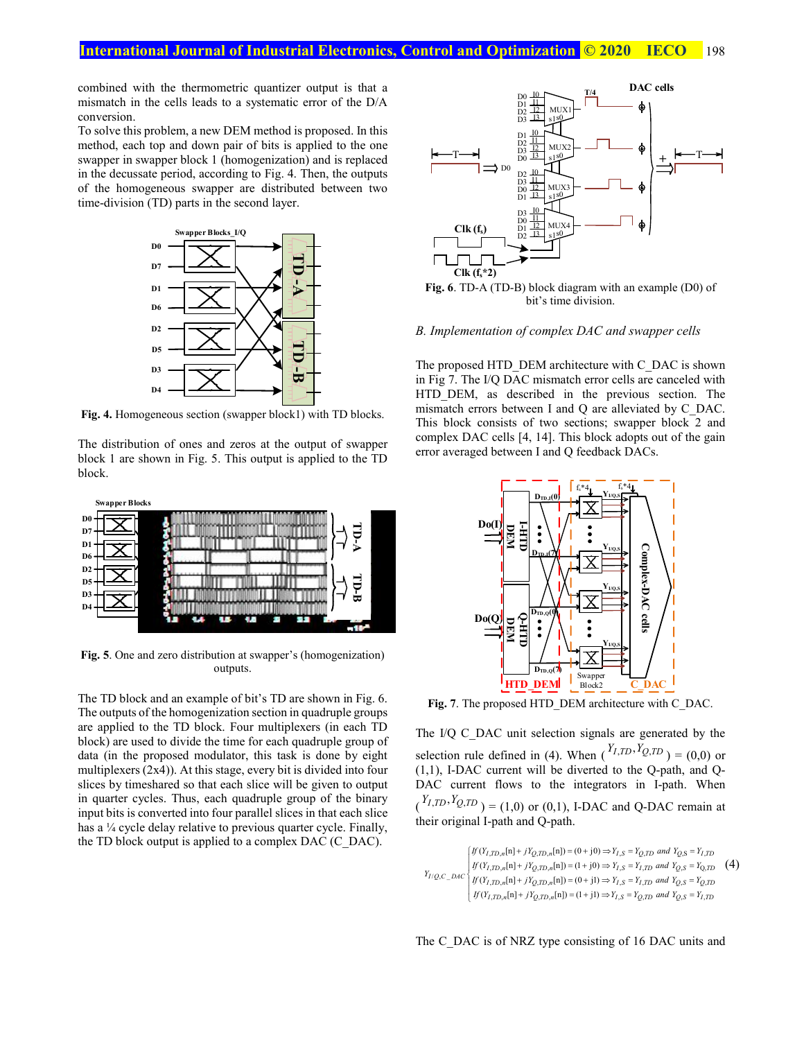combined with the thermometric quantizer output is that a mismatch in the cells leads to a systematic error of the D/A conversion.

To solve this problem, a new DEM method is proposed. In this method, each top and down pair of bits is applied to the one swapper in swapper block 1 (homogenization) and is replaced in the decussate period, according to Fig. 4. Then, the outputs of the homogeneous swapper are distributed between two time-division (TD) parts in the second layer.

**Fig. 4.** Homogeneous section (swapper block1) with TD blocks.

The distribution of ones and zeros at the output of swapper block 1 are shown in Fig. 5. This output is applied to the TD block.

**Fig. 5**. One and zero distribution at swapper's (homogenization) outputs.

The TD block and an example of bit's TD are shown in Fig. 6. The outputs of the homogenization section in quadruple groups are applied to the TD block. Four multiplexers (in each TD block) are used to divide the time for each quadruple group of data (in the proposed modulator, this task is done by eight multiplexers (2x4)). At this stage, every bit is divided into four slices by timeshared so that each slice will be given to output in quarter cycles. Thus, each quadruple group of the binary input bits is converted into four parallel slices in that each slice has a ¼ cycle delay relative to previous quarter cycle. Finally, the TD block output is applied to a complex DAC (C_DAC).

**Fig. 6**. TD-A (TD-B) block diagram with an example (D0) of bit's time division.

*B. Implementation of complex DAC and swapper cells*

The proposed HTD_DEM architecture with C_DAC is shown in Fig 7. The I/Q DAC mismatch error cells are canceled with HTD_DEM, as described in the previous section. The mismatch errors between I and Q are alleviated by C_DAC. This block consists of two sections; swapper block 2 and complex DAC cells [4, 14]. This block adopts out of the gain error averaged between I and Q feedback DACs.

**Fig. 7**. The proposed HTD_DEM architecture with C_DAC.

The I/Q C_DAC unit selection signals are generated by the selection rule defined in (4). When ($Y_{I,TD}, Y_{Q,TD}$) = (0,0) or (1,1), I-DAC current will be diverted to the Q-path, and Q-DAC current flows to the integrators in I-path. When ($Y_{I,TD}, Y_{Q,TD}$) = (1,0) or (0,1), I-DAC and Q-DAC remain at their original I-path and Q-path.

$$Y_{I/Q,C\_DAC}\begin{cases} If\,(Y_{I,TD,n}[n]+jY_{Q,TD,n}[n])=(0+j0)\Rightarrow Y_{I,S}=Y_{Q,TD}\ and\ Y_{Q,S}=Y_{I,TD} \\ If\,(Y_{I,TD,n}[n]+jY_{Q,TD,n}[n])=(1+j0)\Rightarrow Y_{I,S}=Y_{I,TD}\ and\ Y_{Q,S}=Y_{Q,TD} \\ If\,(Y_{I,TD,n}[n]+jY_{Q,TD,n}[n])=(0+j1)\Rightarrow Y_{I,S}=Y_{I,TD}\ and\ Y_{Q,S}=Y_{Q,TD} \\ If\,(Y_{I,TD,n}[n]+jY_{Q,TD,n}[n])=(1+j1)\Rightarrow Y_{I,S}=Y_{Q,TD}\ and\ Y_{Q,S}=Y_{I,TD} \end{cases} \quad (4)$$

The C_DAC is of NRZ type consisting of 16 DAC units and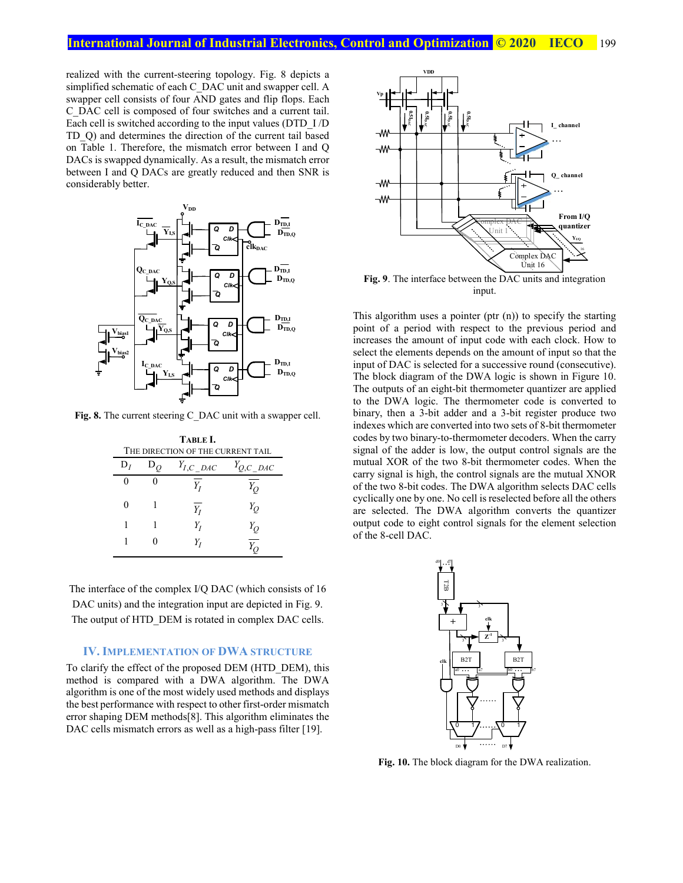realized with the current-steering topology. Fig. 8 depicts a simplified schematic of each C_DAC unit and swapper cell. A swapper cell consists of four AND gates and flip flops. Each C_DAC cell is composed of four switches and a current tail. Each cell is switched according to the input values (DTD_I /D TD_Q) and determines the direction of the current tail based on Table 1. Therefore, the mismatch error between I and Q DACs is swapped dynamically. As a result, the mismatch error between I and Q DACs are greatly reduced and then SNR is considerably better.

**Fig. 8.** The current steering C_DAC unit with a swapper cell.

**TABLE I.**
THE DIRECTION OF THE CURRENT TAIL

| $D_I$ | $D_Q$ | $Y_{I,C\_DAC}$ | $Y_{Q,C\_DAC}$ |
|---|---|---|---|
| 0 | 0 | $\overline{Y_I}$ | $\overline{Y_Q}$ |
| 0 | 1 | $\overline{Y_I}$ | $Y_Q$ |
| 1 | 1 | $Y_I$ | $Y_Q$ |
| 1 | 0 | $Y_I$ | $\overline{Y_Q}$ |

The interface of the complex I/Q DAC (which consists of 16 DAC units) and the integration input are depicted in Fig. 9. The output of HTD_DEM is rotated in complex DAC cells.

## IV. IMPLEMENTATION OF DWA STRUCTURE

To clarify the effect of the proposed DEM (HTD_DEM), this method is compared with a DWA algorithm. The DWA algorithm is one of the most widely used methods and displays the best performance with respect to other first-order mismatch error shaping DEM methods[8]. This algorithm eliminates the DAC cells mismatch errors as well as a high-pass filter [19].

**Fig. 9**. The interface between the DAC units and integration input.

This algorithm uses a pointer (ptr (n)) to specify the starting point of a period with respect to the previous period and increases the amount of input code with each clock. How to select the elements depends on the amount of input so that the input of DAC is selected for a successive round (consecutive). The block diagram of the DWA logic is shown in Figure 10. The outputs of an eight-bit thermometer quantizer are applied to the DWA logic. The thermometer code is converted to binary, then a 3-bit adder and a 3-bit register produce two indexes which are converted into two sets of 8-bit thermometer codes by two binary-to-thermometer decoders. When the carry signal of the adder is low, the output control signals are the mutual XOR of the two 8-bit thermometer codes. When the carry signal is high, the control signals are the mutual XNOR of the two 8-bit codes. The DWA algorithm selects DAC cells cyclically one by one. No cell is reselected before all the others are selected. The DWA algorithm converts the quantizer output code to eight control signals for the element selection of the 8-cell DAC.

**Fig. 10.** The block diagram for the DWA realization.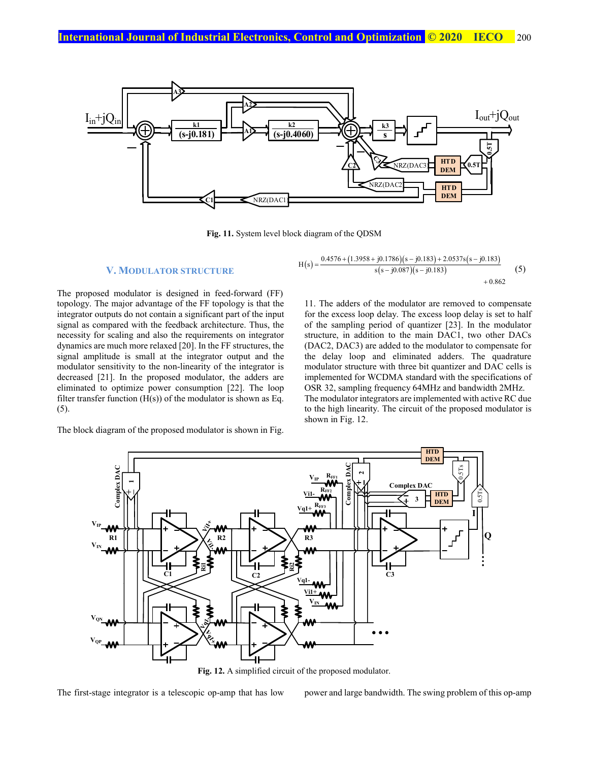Fig. 11. System level block diagram of the QDSM

## V. MODULATOR STRUCTURE

The proposed modulator is designed in feed-forward (FF) topology. The major advantage of the FF topology is that the integrator outputs do not contain a significant part of the input signal as compared with the feedback architecture. Thus, the necessity for scaling and also the requirements on integrator dynamics are much more relaxed [20]. In the FF structures, the signal amplitude is small at the integrator output and the modulator sensitivity to the non-linearity of the integrator is decreased [21]. In the proposed modulator, the adders are eliminated to optimize power consumption [22]. The loop filter transfer function (H(s)) of the modulator is shown as Eq. (5).

$$H(s) = \frac{0.4576 + (1.3958 + j0.1786)(s - j0.183) + 2.0537s(s - j0.183)}{s(s - j0.087)(s - j0.183)} + 0.862 \quad (5)$$

The block diagram of the proposed modulator is shown in Fig. 11. The adders of the modulator are removed to compensate for the excess loop delay. The excess loop delay is set to half of the sampling period of quantizer [23]. In the modulator structure, in addition to the main DAC1, two other DACs (DAC2, DAC3) are added to the modulator to compensate for the delay loop and eliminated adders. The quadrature modulator structure with three bit quantizer and DAC cells is implemented for WCDMA standard with the specifications of OSR 32, sampling frequency 64MHz and bandwidth 2MHz. The modulator integrators are implemented with active RC due to the high linearity. The circuit of the proposed modulator is shown in Fig. 12.

Fig. 12. A simplified circuit of the proposed modulator.

The first-stage integrator is a telescopic op-amp that has low power and large bandwidth. The swing problem of this op-amp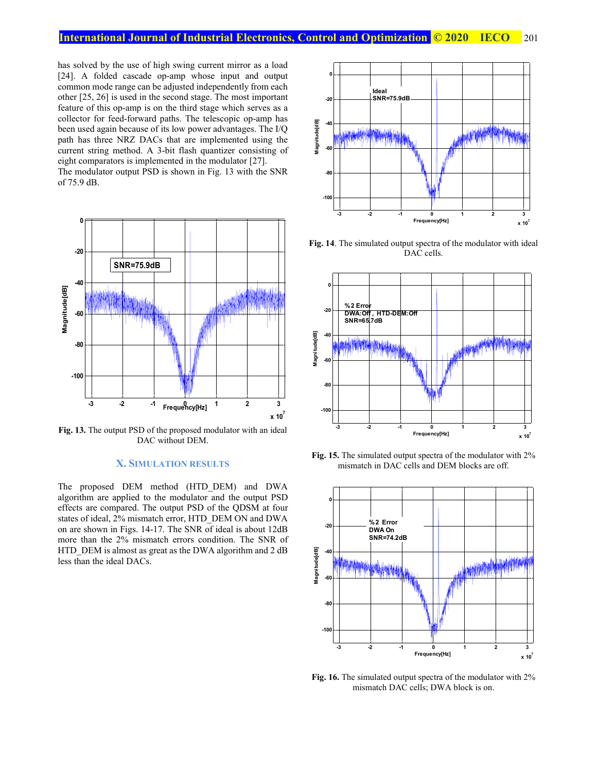has solved by the use of high swing current mirror as a load [24]. A folded cascade op-amp whose input and output common mode range can be adjusted independently from each other [25, 26] is used in the second stage. The most important feature of this op-amp is on the third stage which serves as a collector for feed-forward paths. The telescopic op-amp has been used again because of its low power advantages. The I/Q path has three NRZ DACs that are implemented using the current string method. A 3-bit flash quantizer consisting of eight comparators is implemented in the modulator [27].
The modulator output PSD is shown in Fig. 13 with the SNR of 75.9 dB.

**Fig. 13.** The output PSD of the proposed modulator with an ideal DAC without DEM.

## X. Simulation Results

The proposed DEM method (HTD_DEM) and DWA algorithm are applied to the modulator and the output PSD effects are compared. The output PSD of the QDSM at four states of ideal, 2% mismatch error, HTD_DEM ON and DWA on are shown in Figs. 14-17. The SNR of ideal is about 12dB more than the 2% mismatch errors condition. The SNR of HTD_DEM is almost as great as the DWA algorithm and 2 dB less than the ideal DACs.

**Fig. 14**. The simulated output spectra of the modulator with ideal DAC cells.

**Fig. 15.** The simulated output spectra of the modulator with 2% mismatch in DAC cells and DEM blocks are off.

**Fig. 16.** The simulated output spectra of the modulator with 2% mismatch DAC cells; DWA block is on.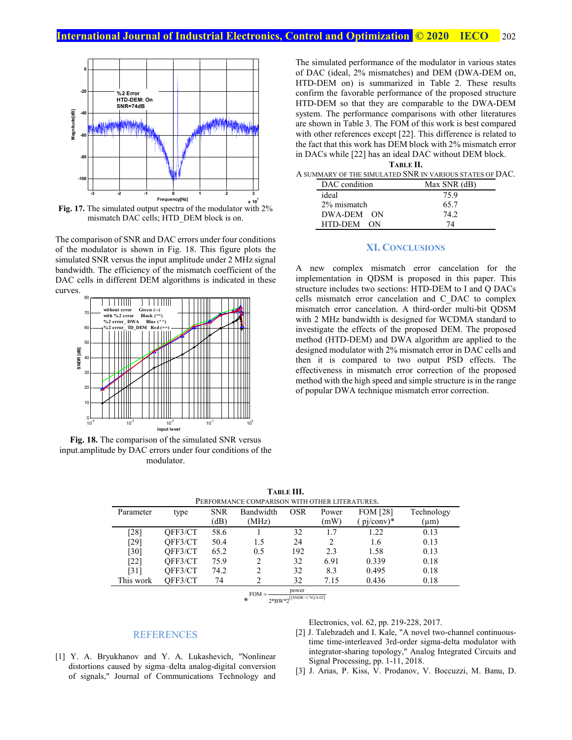**Fig. 17.** The simulated output spectra of the modulator with 2% mismatch DAC cells; HTD_DEM block is on.

The comparison of SNR and DAC errors under four conditions of the modulator is shown in Fig. 18. This figure plots the simulated SNR versus the input amplitude under 2 MHz signal bandwidth. The efficiency of the mismatch coefficient of the DAC cells in different DEM algorithms is indicated in these curves.

**Fig. 18.** The comparison of the simulated SNR versus input.amplitude by DAC errors under four conditions of the modulator.

The simulated performance of the modulator in various states of DAC (ideal, 2% mismatches) and DEM (DWA-DEM on, HTD-DEM on) is summarized in Table 2. These results confirm the favorable performance of the proposed structure HTD-DEM so that they are comparable to the DWA-DEM system. The performance comparisons with other literatures are shown in Table 3. The FOM of this work is best compared with other references except [22]. This difference is related to the fact that this work has DEM block with 2% mismatch error in DACs while [22] has an ideal DAC without DEM block.

**TABLE II.**
A SUMMARY OF THE SIMULATED SNR IN VARIOUS STATES OF DAC.

| DAC condition | Max SNR (dB) |
|---|---|
| ideal | 75.9 |
| 2% mismatch | 65.7 |
| DWA-DEM ON | 74.2 |
| HTD-DEM ON | 74 |

## XI. CONCLUSIONS

A new complex mismatch error cancelation for the implementation in QDSM is proposed in this paper. This structure includes two sections: HTD-DEM to I and Q DACs cells mismatch error cancelation and C_DAC to complex mismatch error cancelation. A third-order multi-bit QDSM with 2 MHz bandwidth is designed for WCDMA standard to investigate the effects of the proposed DEM. The proposed method (HTD-DEM) and DWA algorithm are applied to the designed modulator with 2% mismatch error in DAC cells and then it is compared to two output PSD effects. The effectiveness in mismatch error correction of the proposed method with the high speed and simple structure is in the range of popular DWA technique mismatch error correction.

**TABLE III.**
PERFORMANCE COMPARISON WITH OTHER LITERATURES.

| Parameter | type | SNR (dB) | Bandwidth (MHz) | OSR | Power (mW) | FOM [28] ( pj/conv)* | Technology (μm) |
|---|---|---|---|---|---|---|---|
| [28] | QFF3/CT | 58.6 | 1 | 32 | 1.7 | 1.22 | 0.13 |
| [29] | QFF3/CT | 50.4 | 1.5 | 24 | 2 | 1.6 | 0.13 |
| [30] | QFF3/CT | 65.2 | 0.5 | 192 | 2.3 | 1.58 | 0.13 |
| [22] | QFF3/CT | 75.9 | 2 | 32 | 6.91 | 0.339 | 0.18 |
| [31] | QFF3/CT | 74.2 | 2 | 32 | 8.3 | 0.495 | 0.18 |
| This work | QFF3/CT | 74 | 2 | 32 | 7.15 | 0.436 | 0.18 |

$$* \quad \text{FOM} = \frac{\text{power}}{2{*}\text{BW}{*}2^{((\text{SNDR}-1.76)/6.02)}}$$

## REFERENCES

[1] Y. A. Bryukhanov and Y. A. Lukashevich, "Nonlinear distortions caused by sigma–delta analog-digital conversion of signals," Journal of Communications Technology and Electronics, vol. 62, pp. 219-228, 2017.

[2] J. Talebzadeh and I. Kale, "A novel two-channel continuous-time time-interleaved 3rd-order sigma-delta modulator with integrator-sharing topology," Analog Integrated Circuits and Signal Processing, pp. 1-11, 2018.

[3] J. Arias, P. Kiss, V. Prodanov, V. Boccuzzi, M. Banu, D.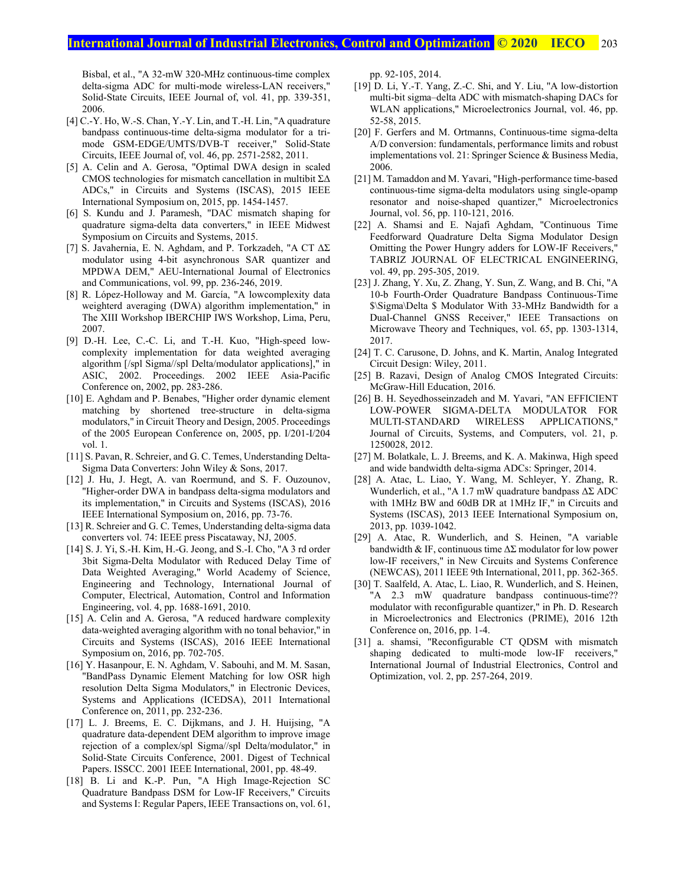Bisbal, et al., "A 32-mW 320-MHz continuous-time complex delta-sigma ADC for multi-mode wireless-LAN receivers," Solid-State Circuits, IEEE Journal of, vol. 41, pp. 339-351, 2006.

[4] C.-Y. Ho, W.-S. Chan, Y.-Y. Lin, and T.-H. Lin, "A quadrature bandpass continuous-time delta-sigma modulator for a tri-mode GSM-EDGE/UMTS/DVB-T receiver," Solid-State Circuits, IEEE Journal of, vol. 46, pp. 2571-2582, 2011.

[5] A. Celin and A. Gerosa, "Optimal DWA design in scaled CMOS technologies for mismatch cancellation in multibit ΣΔ ADCs," in Circuits and Systems (ISCAS), 2015 IEEE International Symposium on, 2015, pp. 1454-1457.

[6] S. Kundu and J. Paramesh, "DAC mismatch shaping for quadrature sigma-delta data converters," in IEEE Midwest Symposium on Circuits and Systems, 2015.

[7] S. Javahernia, E. N. Aghdam, and P. Torkzadeh, "A CT ΔΣ modulator using 4-bit asynchronous SAR quantizer and MPDWA DEM," AEU-International Journal of Electronics and Communications, vol. 99, pp. 236-246, 2019.

[8] R. López-Holloway and M. García, "A lowcomplexity data weighterd averaging (DWA) algorithm implementation," in The XIII Workshop IBERCHIP IWS Workshop, Lima, Peru, 2007.

[9] D.-H. Lee, C.-C. Li, and T.-H. Kuo, "High-speed low-complexity implementation for data weighted averaging algorithm [/spl Sigma//spl Delta/modulator applications]," in ASIC, 2002. Proceedings. 2002 IEEE Asia-Pacific Conference on, 2002, pp. 283-286.

[10] E. Aghdam and P. Benabes, "Higher order dynamic element matching by shortened tree-structure in delta-sigma modulators," in Circuit Theory and Design, 2005. Proceedings of the 2005 European Conference on, 2005, pp. I/201-I/204 vol. 1.

[11] S. Pavan, R. Schreier, and G. C. Temes, Understanding Delta-Sigma Data Converters: John Wiley & Sons, 2017.

[12] J. Hu, J. Hegt, A. van Roermund, and S. F. Ouzounov, "Higher-order DWA in bandpass delta-sigma modulators and its implementation," in Circuits and Systems (ISCAS), 2016 IEEE International Symposium on, 2016, pp. 73-76.

[13] R. Schreier and G. C. Temes, Understanding delta-sigma data converters vol. 74: IEEE press Piscataway, NJ, 2005.

[14] S. J. Yi, S.-H. Kim, H.-G. Jeong, and S.-I. Cho, "A 3 rd order 3bit Sigma-Delta Modulator with Reduced Delay Time of Data Weighted Averaging," World Academy of Science, Engineering and Technology, International Journal of Computer, Electrical, Automation, Control and Information Engineering, vol. 4, pp. 1688-1691, 2010.

[15] A. Celin and A. Gerosa, "A reduced hardware complexity data-weighted averaging algorithm with no tonal behavior," in Circuits and Systems (ISCAS), 2016 IEEE International Symposium on, 2016, pp. 702-705.

[16] Y. Hasanpour, E. N. Aghdam, V. Sabouhi, and M. M. Sasan, "BandPass Dynamic Element Matching for low OSR high resolution Delta Sigma Modulators," in Electronic Devices, Systems and Applications (ICEDSA), 2011 International Conference on, 2011, pp. 232-236.

[17] L. J. Breems, E. C. Dijkmans, and J. H. Huijsing, "A quadrature data-dependent DEM algorithm to improve image rejection of a complex/spl Sigma//spl Delta/modulator," in Solid-State Circuits Conference, 2001. Digest of Technical Papers. ISSCC. 2001 IEEE International, 2001, pp. 48-49.

[18] B. Li and K.-P. Pun, "A High Image-Rejection SC Quadrature Bandpass DSM for Low-IF Receivers," Circuits and Systems I: Regular Papers, IEEE Transactions on, vol. 61, pp. 92-105, 2014.

[19] D. Li, Y.-T. Yang, Z.-C. Shi, and Y. Liu, "A low-distortion multi-bit sigma–delta ADC with mismatch-shaping DACs for WLAN applications," Microelectronics Journal, vol. 46, pp. 52-58, 2015.

[20] F. Gerfers and M. Ortmanns, Continuous-time sigma-delta A/D conversion: fundamentals, performance limits and robust implementations vol. 21: Springer Science & Business Media, 2006.

[21] M. Tamaddon and M. Yavari, "High-performance time-based continuous-time sigma-delta modulators using single-opamp resonator and noise-shaped quantizer," Microelectronics Journal, vol. 56, pp. 110-121, 2016.

[22] A. Shamsi and E. Najafi Aghdam, "Continuous Time Feedforward Quadrature Delta Sigma Modulator Design Omitting the Power Hungry adders for LOW-IF Receivers," TABRIZ JOURNAL OF ELECTRICAL ENGINEERING, vol. 49, pp. 295-305, 2019.

[23] J. Zhang, Y. Xu, Z. Zhang, Y. Sun, Z. Wang, and B. Chi, "A 10-b Fourth-Order Quadrature Bandpass Continuous-Time $\Sigma\Delta $ Modulator With 33-MHz Bandwidth for a Dual-Channel GNSS Receiver," IEEE Transactions on Microwave Theory and Techniques, vol. 65, pp. 1303-1314, 2017.

[24] T. C. Carusone, D. Johns, and K. Martin, Analog Integrated Circuit Design: Wiley, 2011.

[25] B. Razavi, Design of Analog CMOS Integrated Circuits: McGraw-Hill Education, 2016.

[26] B. H. Seyedhosseinzadeh and M. Yavari, "AN EFFICIENT LOW-POWER SIGMA-DELTA MODULATOR FOR MULTI-STANDARD WIRELESS APPLICATIONS," Journal of Circuits, Systems, and Computers, vol. 21, p. 1250028, 2012.

[27] M. Bolatkale, L. J. Breems, and K. A. Makinwa, High speed and wide bandwidth delta-sigma ADCs: Springer, 2014.

[28] A. Atac, L. Liao, Y. Wang, M. Schleyer, Y. Zhang, R. Wunderlich, et al., "A 1.7 mW quadrature bandpass ΔΣ ADC with 1MHz BW and 60dB DR at 1MHz IF," in Circuits and Systems (ISCAS), 2013 IEEE International Symposium on, 2013, pp. 1039-1042.

[29] A. Atac, R. Wunderlich, and S. Heinen, "A variable bandwidth & IF, continuous time ΔΣ modulator for low power low-IF receivers," in New Circuits and Systems Conference (NEWCAS), 2011 IEEE 9th International, 2011, pp. 362-365.

[30] T. Saalfeld, A. Atac, L. Liao, R. Wunderlich, and S. Heinen, "A 2.3 mW quadrature bandpass continuous-time?? modulator with reconfigurable quantizer," in Ph. D. Research in Microelectronics and Electronics (PRIME), 2016 12th Conference on, 2016, pp. 1-4.

[31] a. shamsi, "Reconfigurable CT QDSM with mismatch shaping dedicated to multi-mode low-IF receivers," International Journal of Industrial Electronics, Control and Optimization, vol. 2, pp. 257-264, 2019.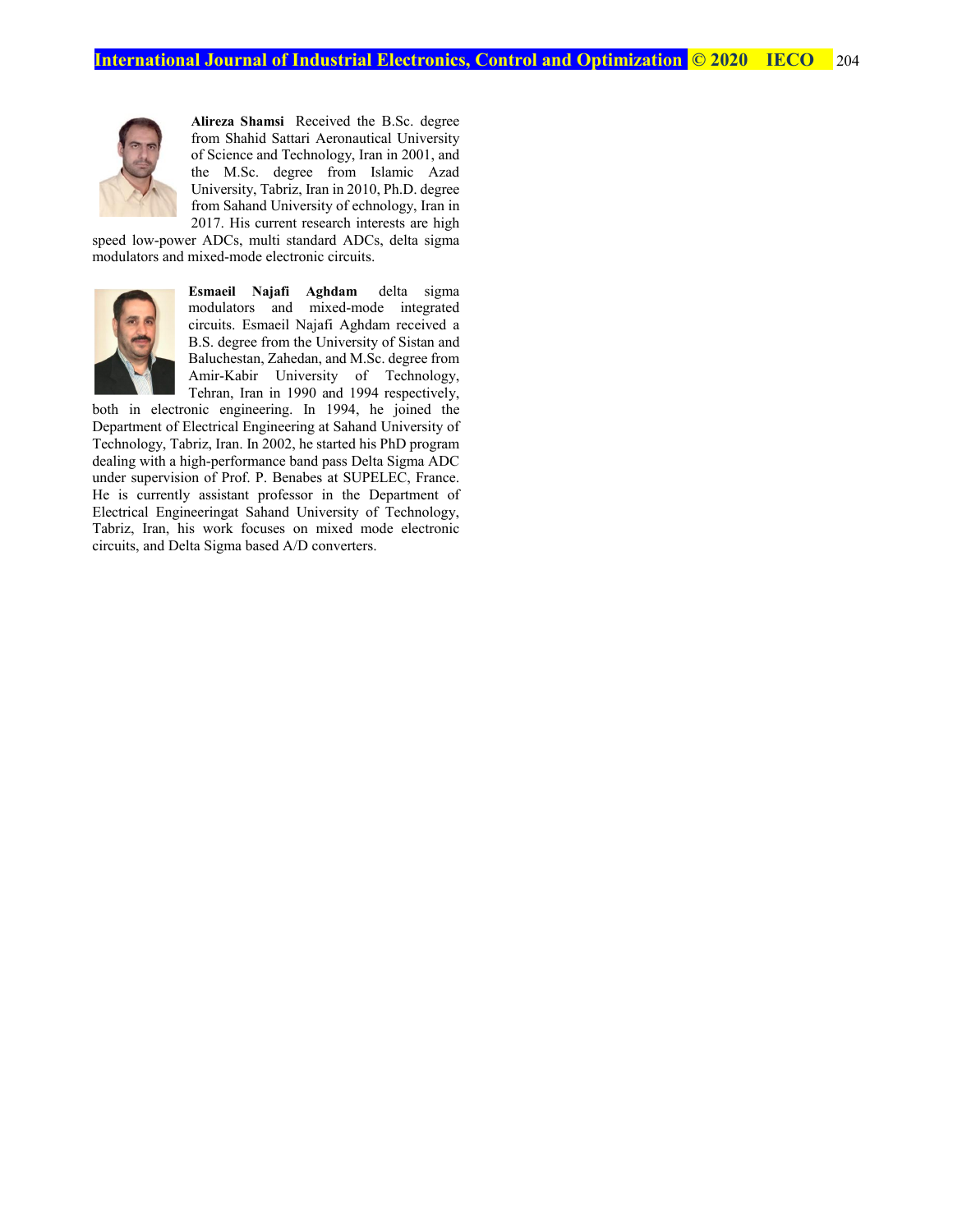**Alireza Shamsi** Received the B.Sc. degree from Shahid Sattari Aeronautical University of Science and Technology, Iran in 2001, and the M.Sc. degree from Islamic Azad University, Tabriz, Iran in 2010, Ph.D. degree from Sahand University of echnology, Iran in 2017. His current research interests are high speed low-power ADCs, multi standard ADCs, delta sigma modulators and mixed-mode electronic circuits.

**Esmaeil Najafi Aghdam** delta sigma modulators and mixed-mode integrated circuits. Esmaeil Najafi Aghdam received a B.S. degree from the University of Sistan and Baluchestan, Zahedan, and M.Sc. degree from Amir-Kabir University of Technology, Tehran, Iran in 1990 and 1994 respectively, both in electronic engineering. In 1994, he joined the Department of Electrical Engineering at Sahand University of Technology, Tabriz, Iran. In 2002, he started his PhD program dealing with a high-performance band pass Delta Sigma ADC under supervision of Prof. P. Benabes at SUPELEC, France. He is currently assistant professor in the Department of Electrical Engineeringat Sahand University of Technology, Tabriz, Iran, his work focuses on mixed mode electronic circuits, and Delta Sigma based A/D converters.